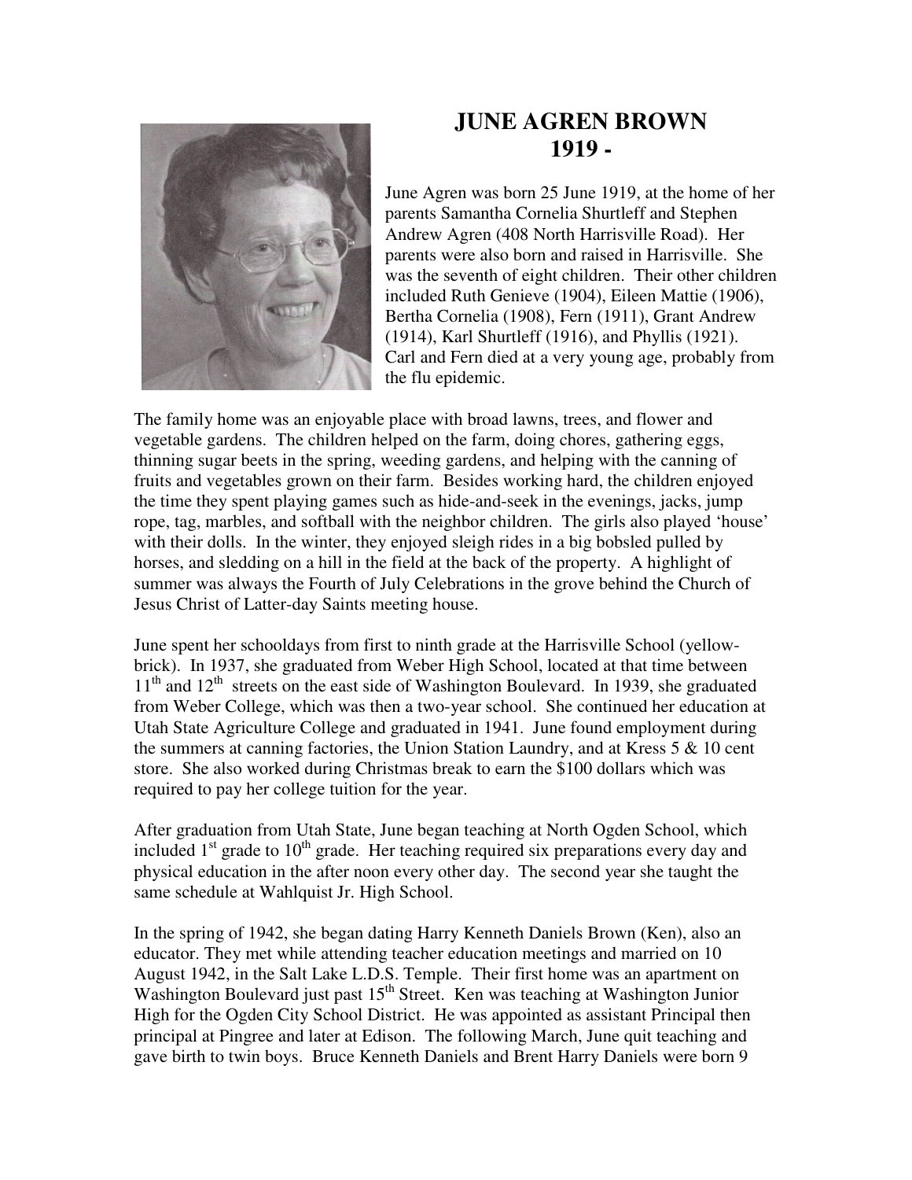# JUNE AGREN BROWN
## 1919 -

June Agren was born 25 June 1919, at the home of her parents Samantha Cornelia Shurtleff and Stephen Andrew Agren (408 North Harrisville Road). Her parents were also born and raised in Harrisville. She was the seventh of eight children. Their other children included Ruth Genieve (1904), Eileen Mattie (1906), Bertha Cornelia (1908), Fern (1911), Grant Andrew (1914), Karl Shurtleff (1916), and Phyllis (1921). Carl and Fern died at a very young age, probably from the flu epidemic.

The family home was an enjoyable place with broad lawns, trees, and flower and vegetable gardens. The children helped on the farm, doing chores, gathering eggs, thinning sugar beets in the spring, weeding gardens, and helping with the canning of fruits and vegetables grown on their farm. Besides working hard, the children enjoyed the time they spent playing games such as hide-and-seek in the evenings, jacks, jump rope, tag, marbles, and softball with the neighbor children. The girls also played 'house' with their dolls. In the winter, they enjoyed sleigh rides in a big bobsled pulled by horses, and sledding on a hill in the field at the back of the property. A highlight of summer was always the Fourth of July Celebrations in the grove behind the Church of Jesus Christ of Latter-day Saints meeting house.

June spent her schooldays from first to ninth grade at the Harrisville School (yellow-brick). In 1937, she graduated from Weber High School, located at that time between 11th and 12th streets on the east side of Washington Boulevard. In 1939, she graduated from Weber College, which was then a two-year school. She continued her education at Utah State Agriculture College and graduated in 1941. June found employment during the summers at canning factories, the Union Station Laundry, and at Kress 5 & 10 cent store. She also worked during Christmas break to earn the $100 dollars which was required to pay her college tuition for the year.

After graduation from Utah State, June began teaching at North Ogden School, which included 1st grade to 10th grade. Her teaching required six preparations every day and physical education in the after noon every other day. The second year she taught the same schedule at Wahlquist Jr. High School.

In the spring of 1942, she began dating Harry Kenneth Daniels Brown (Ken), also an educator. They met while attending teacher education meetings and married on 10 August 1942, in the Salt Lake L.D.S. Temple. Their first home was an apartment on Washington Boulevard just past 15th Street. Ken was teaching at Washington Junior High for the Ogden City School District. He was appointed as assistant Principal then principal at Pingree and later at Edison. The following March, June quit teaching and gave birth to twin boys. Bruce Kenneth Daniels and Brent Harry Daniels were born 9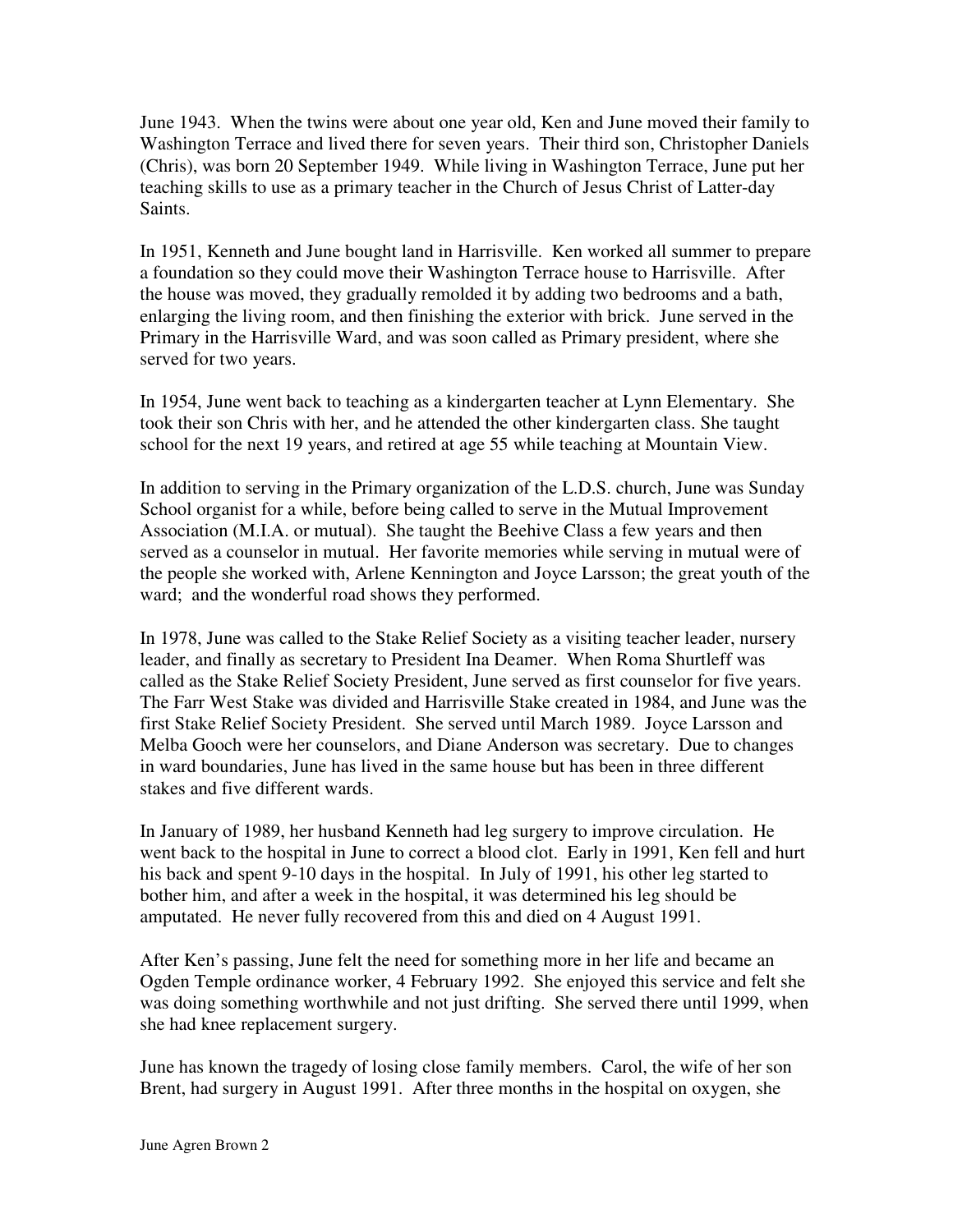June 1943. When the twins were about one year old, Ken and June moved their family to Washington Terrace and lived there for seven years. Their third son, Christopher Daniels (Chris), was born 20 September 1949. While living in Washington Terrace, June put her teaching skills to use as a primary teacher in the Church of Jesus Christ of Latter-day Saints.

In 1951, Kenneth and June bought land in Harrisville. Ken worked all summer to prepare a foundation so they could move their Washington Terrace house to Harrisville. After the house was moved, they gradually remolded it by adding two bedrooms and a bath, enlarging the living room, and then finishing the exterior with brick. June served in the Primary in the Harrisville Ward, and was soon called as Primary president, where she served for two years.

In 1954, June went back to teaching as a kindergarten teacher at Lynn Elementary. She took their son Chris with her, and he attended the other kindergarten class. She taught school for the next 19 years, and retired at age 55 while teaching at Mountain View.

In addition to serving in the Primary organization of the L.D.S. church, June was Sunday School organist for a while, before being called to serve in the Mutual Improvement Association (M.I.A. or mutual). She taught the Beehive Class a few years and then served as a counselor in mutual. Her favorite memories while serving in mutual were of the people she worked with, Arlene Kennington and Joyce Larsson; the great youth of the ward; and the wonderful road shows they performed.

In 1978, June was called to the Stake Relief Society as a visiting teacher leader, nursery leader, and finally as secretary to President Ina Deamer. When Roma Shurtleff was called as the Stake Relief Society President, June served as first counselor for five years. The Farr West Stake was divided and Harrisville Stake created in 1984, and June was the first Stake Relief Society President. She served until March 1989. Joyce Larsson and Melba Gooch were her counselors, and Diane Anderson was secretary. Due to changes in ward boundaries, June has lived in the same house but has been in three different stakes and five different wards.

In January of 1989, her husband Kenneth had leg surgery to improve circulation. He went back to the hospital in June to correct a blood clot. Early in 1991, Ken fell and hurt his back and spent 9-10 days in the hospital. In July of 1991, his other leg started to bother him, and after a week in the hospital, it was determined his leg should be amputated. He never fully recovered from this and died on 4 August 1991.

After Ken's passing, June felt the need for something more in her life and became an Ogden Temple ordinance worker, 4 February 1992. She enjoyed this service and felt she was doing something worthwhile and not just drifting. She served there until 1999, when she had knee replacement surgery.

June has known the tragedy of losing close family members. Carol, the wife of her son Brent, had surgery in August 1991. After three months in the hospital on oxygen, she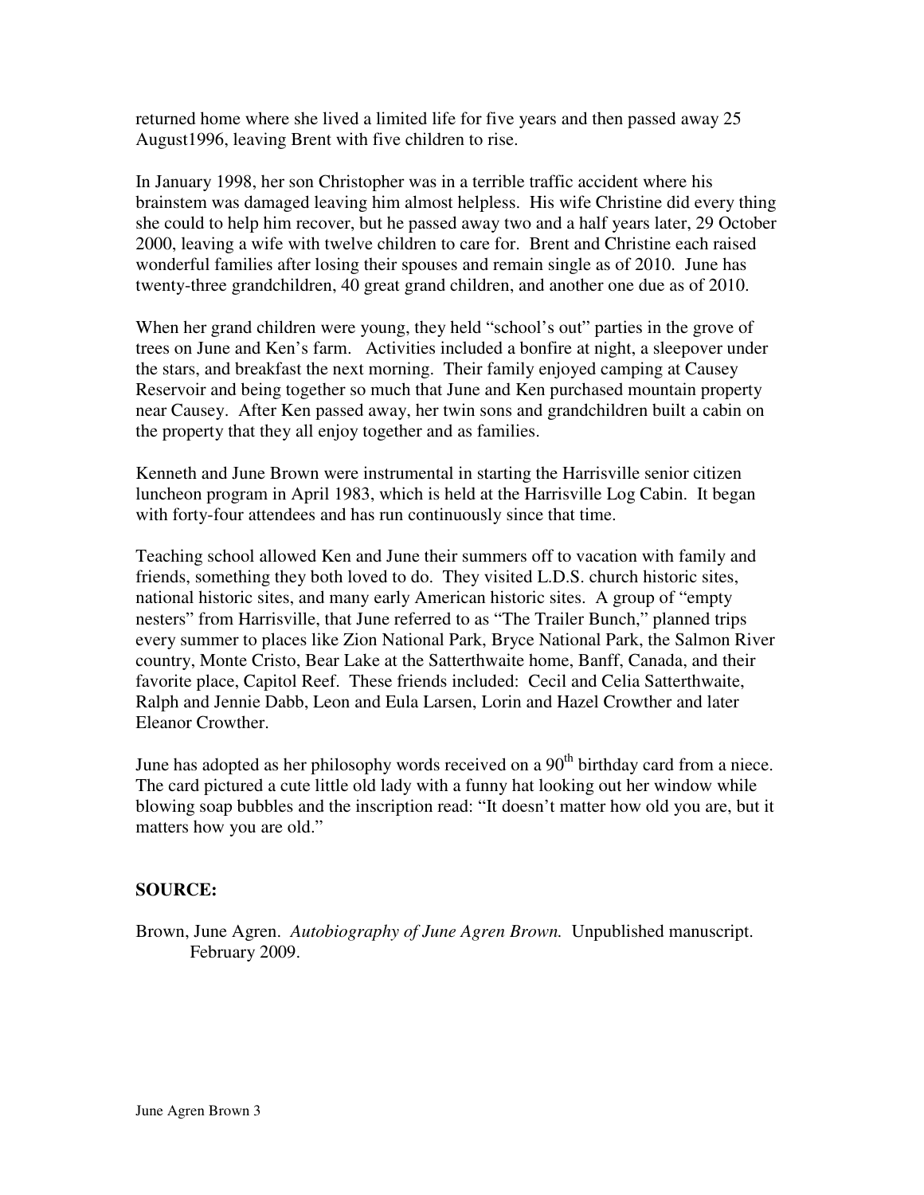returned home where she lived a limited life for five years and then passed away 25 August1996, leaving Brent with five children to rise.

In January 1998, her son Christopher was in a terrible traffic accident where his brainstem was damaged leaving him almost helpless. His wife Christine did every thing she could to help him recover, but he passed away two and a half years later, 29 October 2000, leaving a wife with twelve children to care for. Brent and Christine each raised wonderful families after losing their spouses and remain single as of 2010. June has twenty-three grandchildren, 40 great grand children, and another one due as of 2010.

When her grand children were young, they held "school's out" parties in the grove of trees on June and Ken's farm. Activities included a bonfire at night, a sleepover under the stars, and breakfast the next morning. Their family enjoyed camping at Causey Reservoir and being together so much that June and Ken purchased mountain property near Causey. After Ken passed away, her twin sons and grandchildren built a cabin on the property that they all enjoy together and as families.

Kenneth and June Brown were instrumental in starting the Harrisville senior citizen luncheon program in April 1983, which is held at the Harrisville Log Cabin. It began with forty-four attendees and has run continuously since that time.

Teaching school allowed Ken and June their summers off to vacation with family and friends, something they both loved to do. They visited L.D.S. church historic sites, national historic sites, and many early American historic sites. A group of "empty nesters" from Harrisville, that June referred to as "The Trailer Bunch," planned trips every summer to places like Zion National Park, Bryce National Park, the Salmon River country, Monte Cristo, Bear Lake at the Satterthwaite home, Banff, Canada, and their favorite place, Capitol Reef. These friends included: Cecil and Celia Satterthwaite, Ralph and Jennie Dabb, Leon and Eula Larsen, Lorin and Hazel Crowther and later Eleanor Crowther.

June has adopted as her philosophy words received on a 90th birthday card from a niece. The card pictured a cute little old lady with a funny hat looking out her window while blowing soap bubbles and the inscription read: "It doesn't matter how old you are, but it matters how you are old."

**SOURCE:**

Brown, June Agren. *Autobiography of June Agren Brown.* Unpublished manuscript. February 2009.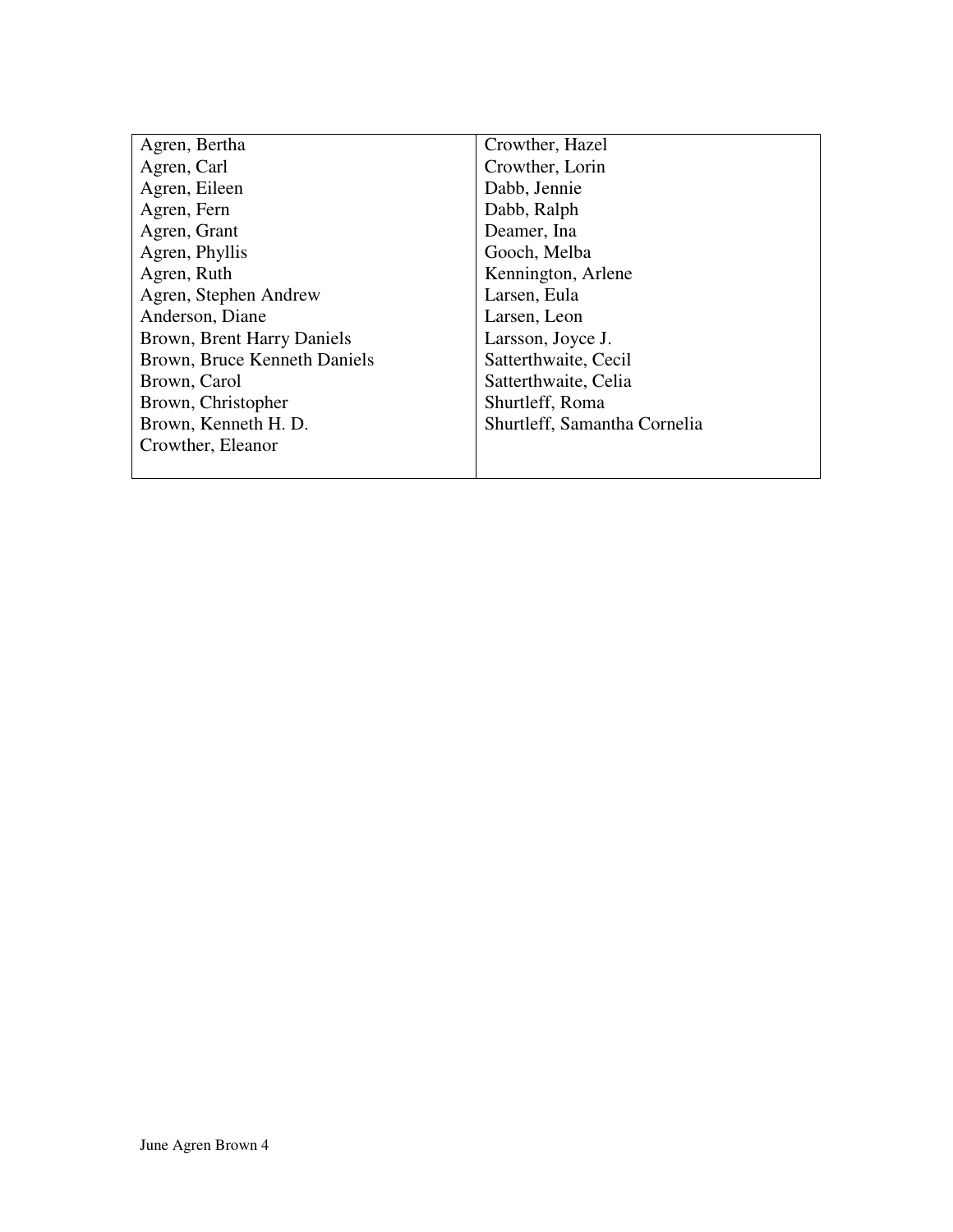| | |
|---|---|
| Agren, Bertha | Crowther, Hazel |
| Agren, Carl | Crowther, Lorin |
| Agren, Eileen | Dabb, Jennie |
| Agren, Fern | Dabb, Ralph |
| Agren, Grant | Deamer, Ina |
| Agren, Phyllis | Gooch, Melba |
| Agren, Ruth | Kennington, Arlene |
| Agren, Stephen Andrew | Larsen, Eula |
| Anderson, Diane | Larsen, Leon |
| Brown, Brent Harry Daniels | Larsson, Joyce J. |
| Brown, Bruce Kenneth Daniels | Satterthwaite, Cecil |
| Brown, Carol | Satterthwaite, Celia |
| Brown, Christopher | Shurtleff, Roma |
| Brown, Kenneth H. D. | Shurtleff, Samantha Cornelia |
| Crowther, Eleanor | |